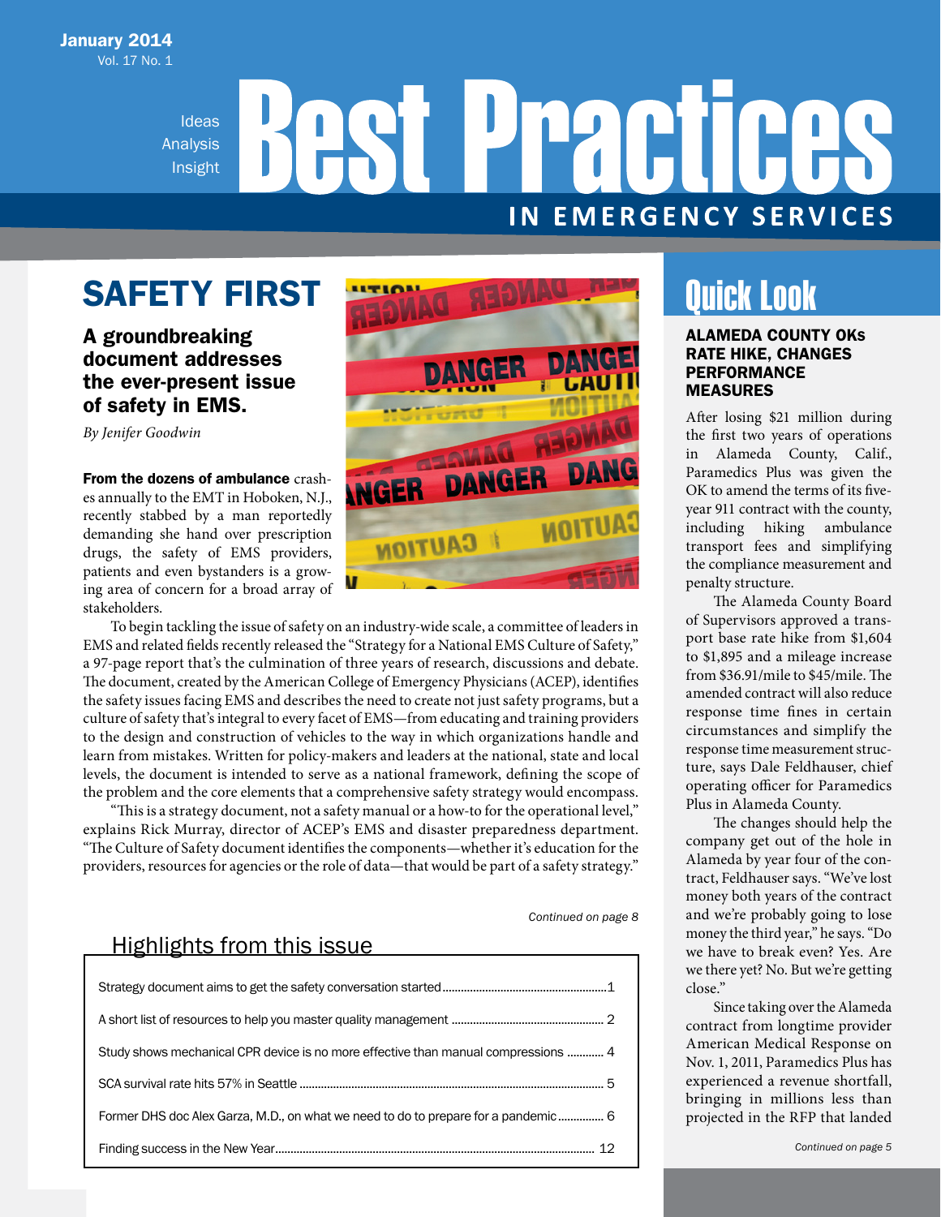January 2014
Vol. 17 No. 1

Ideas
Analysis
Insight

# Best Practices IN EMERGENCY SERVICES

## SAFETY FIRST

### A groundbreaking document addresses the ever-present issue of safety in EMS.

*By Jenifer Goodwin*

**From the dozens of ambulance** crashes annually to the EMT in Hoboken, N.J., recently stabbed by a man reportedly demanding she hand over prescription drugs, the safety of EMS providers, patients and even bystanders is a growing area of concern for a broad array of stakeholders.

To begin tackling the issue of safety on an industry-wide scale, a committee of leaders in EMS and related fields recently released the "Strategy for a National EMS Culture of Safety," a 97-page report that's the culmination of three years of research, discussions and debate. The document, created by the American College of Emergency Physicians (ACEP), identifies the safety issues facing EMS and describes the need to create not just safety programs, but a culture of safety that's integral to every facet of EMS—from educating and training providers to the design and construction of vehicles to the way in which organizations handle and learn from mistakes. Written for policy-makers and leaders at the national, state and local levels, the document is intended to serve as a national framework, defining the scope of the problem and the core elements that a comprehensive safety strategy would encompass.

"This is a strategy document, not a safety manual or a how-to for the operational level," explains Rick Murray, director of ACEP's EMS and disaster preparedness department. "The Culture of Safety document identifies the components—whether it's education for the providers, resources for agencies or the role of data—that would be part of a safety strategy."

*Continued on page 8*

## Highlights from this issue

- Strategy document aims to get the safety conversation started ........ 1
- A short list of resources to help you master quality management ........ 2
- Study shows mechanical CPR device is no more effective than manual compressions ........ 4
- SCA survival rate hits 57% in Seattle ........ 5
- Former DHS doc Alex Garza, M.D., on what we need to do to prepare for a pandemic ........ 6
- Finding success in the New Year ........ 12

## Quick Look

### ALAMEDA COUNTY OKs RATE HIKE, CHANGES PERFORMANCE MEASURES

After losing $21 million during the first two years of operations in Alameda County, Calif., Paramedics Plus was given the OK to amend the terms of its five-year 911 contract with the county, including hiking ambulance transport fees and simplifying the compliance measurement and penalty structure.

The Alameda County Board of Supervisors approved a transport base rate hike from $1,604 to $1,895 and a mileage increase from $36.91/mile to $45/mile. The amended contract will also reduce response time fines in certain circumstances and simplify the response time measurement structure, says Dale Feldhauser, chief operating officer for Paramedics Plus in Alameda County.

The changes should help the company get out of the hole in Alameda by year four of the contract, Feldhauser says. "We've lost money both years of the contract and we're probably going to lose money the third year," he says. "Do we have to break even? Yes. Are we there yet? No. But we're getting close."

Since taking over the Alameda contract from longtime provider American Medical Response on Nov. 1, 2011, Paramedics Plus has experienced a revenue shortfall, bringing in millions less than projected in the RFP that landed

*Continued on page 5*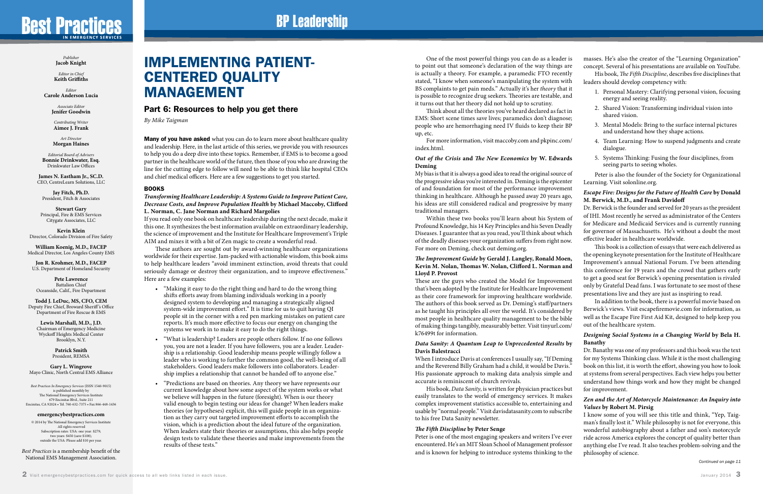*Publisher*
**Jacob Knight**

*Editor in Chief*
**Keith Griffiths**

*Editor*
**Carole Anderson Lucia**

*Associate Editor*
**Jenifer Goodwin**

*Contributing Writer*
**Aimee J. Frank**

*Art Director*
**Morgan Haines**

*Editorial Board of Advisers*
**Bonnie Drinkwater, Esq.**
Drinkwater Law Offices

**James N. Eastham Jr., SC.D.**
CEO, CentreLearn Solutions, LLC

**Jay Fitch, Ph.D.**
President, Fitch & Associates

**Stewart Gary**
Principal, Fire & EMS Services
Citygate Associates, LLC

**Kevin Klein**
Director, Colorado Division of Fire Safety

**William Koenig, M.D., FACEP**
Medical Director, Los Angeles County EMS

**Jon R. Krohmer, M.D., FACEP**
U.S. Department of Homeland Security

**Pete Lawrence**
Battalion Chief
Oceanside, Calif., Fire Department

**Todd J. LeDuc, MS, CFO, CEM**
Deputy Fire Chief, Broward Sheriff's Office
Department of Fire Rescue & EMS

**Lewis Marshall, M.D., J.D.**
Chairman of Emergency Medicine
Wyckoff Heights Medical Center
Brooklyn, N.Y.

**Patrick Smith**
President, REMSA

**Gary L. Wingrove**
Mayo Clinic, North Central EMS Alliance

*Best Practices In Emergency Services* (ISSN 1540-9015) is published monthly by The National Emergency Services Institute 679 Encinitas Blvd., Suite 211 Encinitas, CA 92024 • Tel. 760-632-7375 • Fax 866-448-1436

**emergencybestpractices.com**

© 2014 by The National Emergency Services Institute All rights reserved
Subscription rates: USA: one year: $279; two years: $450 (save $108); outside the USA: Please add $10 per year.

*Best Practices* is a membership benefit of the National EMS Management Association.

# IMPLEMENTING PATIENT-CENTERED QUALITY MANAGEMENT

## Part 6: Resources to help you get there

*By Mike Taigman*

**Many of you have asked** what you can do to learn more about healthcare quality and leadership. Here, in the last article of this series, we provide you with resources to help you do a deep dive into these topics. Remember, if EMS is to become a good partner in the healthcare world of the future, then those of you who are drawing the line for the cutting edge to follow will need to be able to think like hospital CEOs and chief medical officers. Here are a few suggestions to get you started.

### BOOKS

***Transforming Healthcare Leadership: A Systems Guide to Improve Patient Care, Decrease Costs, and Improve Population Health* by Michael Maccoby, Clifford L. Norman, C. Jane Norman and Richard Margolies**

If you read only one book on healthcare leadership during the next decade, make it this one. It synthesizes the best information available on extraordinary leadership, the science of improvement and the Institute for Healthcare Improvement's Triple AIM and mixes it with a bit of Zen magic to create a wonderful read.

These authors are sought out by award-winning healthcare organizations worldwide for their expertise. Jam-packed with actionable wisdom, this book aims to help healthcare leaders "avoid imminent extinction, avoid threats that could seriously damage or destroy their organization, and to improve effectiveness." Here are a few examples:

- "Making it easy to do the right thing and hard to do the wrong thing shifts efforts away from blaming individuals working in a poorly designed system to developing and managing a strategically aligned system-wide improvement effort." It is time for us to quit having QI people sit in the corner with a red pen marking mistakes on patient care reports. It's much more effective to focus our energy on changing the systems we work in to make it easy to do the right things.
- "What is leadership? Leaders are people others follow. If no one follows you, you are not a leader. If you have followers, you are a leader. Leadership is a relationship. Good leadership means people willingly follow a leader who is working to further the common good, the well-being of all stakeholders. Good leaders make followers into collaborators. Leadership implies a relationship that cannot be handed off to anyone else."
- "Predictions are based on theories. Any theory we have represents our current knowledge about how some aspect of the system works or what we believe will happen in the future (foresight). When is our theory valid enough to begin testing our ideas for change? When leaders make theories (or hypotheses) explicit, this will guide people in an organization as they carry out targeted improvement efforts to accomplish the vision, which is a prediction about the ideal future of the organization. When leaders state their theories or assumptions, this also helps people design tests to validate these theories and make improvements from the results of these tests."

One of the most powerful things you can do as a leader is to point out that someone's declaration of the way things are is actually a theory. For example, a paramedic FTO recently stated, "I know when someone's manipulating the system with BS complaints to get pain meds." Actually it's her *theory* that it is possible to recognize drug seekers. Theories are testable, and it turns out that her theory did not hold up to scrutiny.

Think about all the theories you've heard declared as fact in EMS: Short scene times save lives; paramedics don't diagnose; people who are hemorrhaging need IV fluids to keep their BP up, etc.

For more information, visit maccoby.com and pkpinc.com/index.html.

***Out of the Crisis* and *The New Economics* by W. Edwards Deming**

My bias is that it is always a good idea to read the original source of the progressive ideas you're interested in. Deming is the epicenter of and foundation for most of the performance improvement thinking in healthcare. Although he passed away 20 years ago, his ideas are still considered radical and progressive by many traditional managers.

Within these two books you'll learn about his System of Profound Knowledge, his 14 Key Principles and his Seven Deadly Diseases. I guarantee that as you read, you'll think about which of the deadly diseases your organization suffers from right now. For more on Deming, check out deming.org.

***The Improvement Guide* by Gerald J. Langley, Ronald Moen, Kevin M. Nolan, Thomas W. Nolan, Clifford L. Norman and Lloyd P. Provost**

These are the guys who created the Model for Improvement that's been adopted by the Institute for Healthcare Improvement as their core framework for improving healthcare worldwide. The authors of this book served as Dr. Deming's staff/partners as he taught his principles all over the world. It's considered by most people in healthcare quality management to be the bible of making things tangibly, measurably better. Visit tinyurl.com/k76499t for information.

***Data Sanity: A Quantum Leap to Unprecedented Results* by Davis Balestracci**

When I introduce Davis at conferences I usually say, "If Deming and the Reverend Billy Graham had a child, it would be Davis." His passionate approach to making data analysis simple and accurate is reminiscent of church revivals.

His book, *Data Sanity*, is written for physician practices but easily translates to the world of emergency services. It makes complex improvement statistics accessible to, entertaining and usable by "normal people." Visit davisdatasanity.com to subscribe to his free Data Sanity newsletter.

***The Fifth Discipline* by Peter Senge**

Peter is one of the most engaging speakers and writers I've ever encountered. He's an MIT Sloan School of Management professor and is known for helping to introduce systems thinking to the masses. He's also the creator of the "Learning Organization" concept. Several of his presentations are available on YouTube.

His book, *The Fifth Discipline*, describes five disciplines that leaders should develop competency with:

1. Personal Mastery: Clarifying personal vision, focusing energy and seeing reality.
2. Shared Vision: Transforming individual vision into shared vision.
3. Mental Models: Bring to the surface internal pictures and understand how they shape actions.
4. Team Learning: How to suspend judgments and create dialogue.
5. Systems Thinking: Fusing the four disciplines, from seeing parts to seeing wholes.

Peter is also the founder of the Society for Organizational Learning. Visit solonline.org.

***Escape Fire: Designs for the Future of Health Care* by Donald M. Berwick, M.D., and Frank Davidoff**

Dr. Berwick is the founder and served for 20 years as the president of IHI. Most recently he served as administrator of the Centers for Medicare and Medicaid Services and is currently running for governor of Massachusetts. He's without a doubt the most effective leader in healthcare worldwide.

This book is a collection of essays that were each delivered as the opening keynote presentation for the Institute of Healthcare Improvement's annual National Forum. I've been attending this conference for 19 years and the crowd that gathers early to get a good seat for Berwick's opening presentation is rivaled only by Grateful Dead fans. I was fortunate to see most of these presentations live and they are just as inspiring to read.

In addition to the book, there is a powerful movie based on Berwick's views. Visit escapefiremovie.com for information, as well as the Escape Fire First Aid Kit, designed to help keep you out of the healthcare system.

***Designing Social Systems in a Changing World* by Bela H. Banathy**

Dr. Banathy was one of my professors and this book was the text for my Systems Thinking class. While it is the most challenging book on this list, it is worth the effort, showing you how to look at systems from several perspectives. Each view helps you better understand how things work and how they might be changed for improvement.

***Zen and the Art of Motorcycle Maintenance: An Inquiry into Values* by Robert M. Pirsig**

I know some of you will see this title and think, "Yep, Taigman's finally lost it." While philosophy is not for everyone, this wonderful autobiography about a father and son's motorcycle ride across America explores the concept of quality better than anything else I've read. It also teaches problem-solving and the philosophy of science.

*Continued on page 11*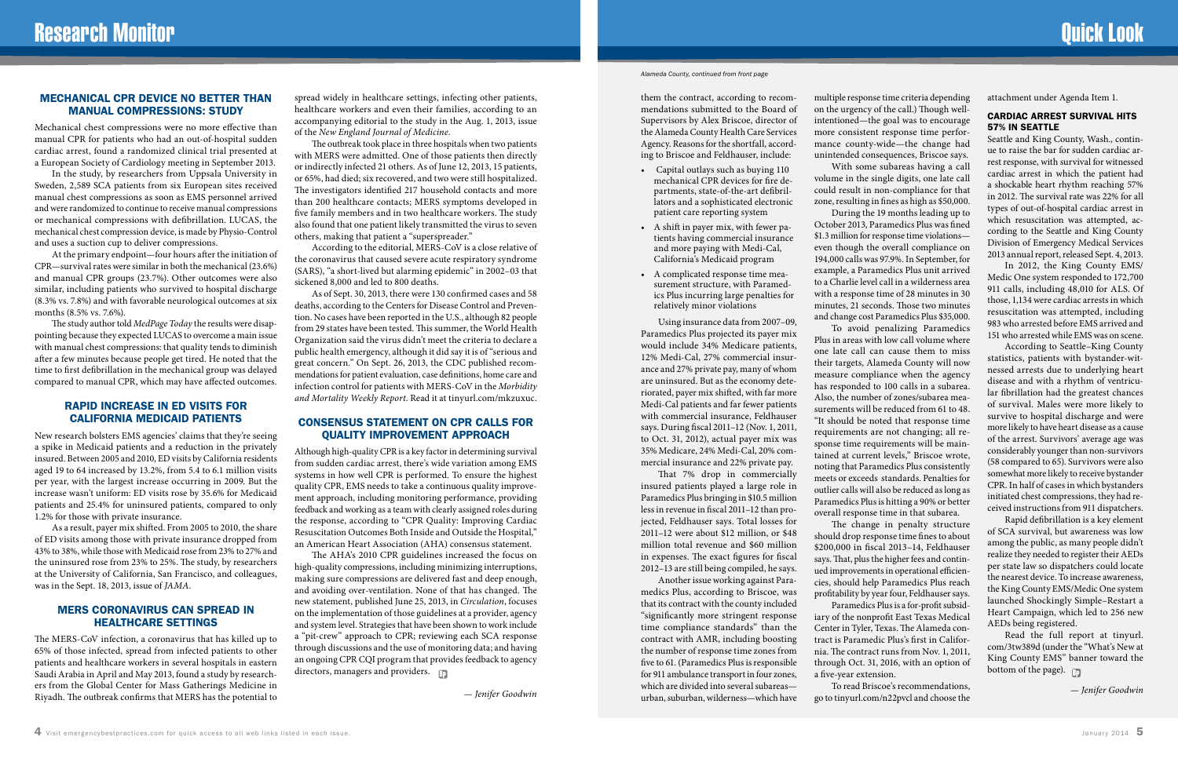# Research Monitor

## MECHANICAL CPR DEVICE NO BETTER THAN MANUAL COMPRESSIONS: STUDY

Mechanical chest compressions were no more effective than manual CPR for patients who had an out-of-hospital sudden cardiac arrest, found a randomized clinical trial presented at a European Society of Cardiology meeting in September 2013.

In the study, by researchers from Uppsala University in Sweden, 2,589 SCA patients from six European sites received manual chest compressions as soon as EMS personnel arrived and were randomized to continue to receive manual compressions or mechanical compressions with defibrillation. LUCAS, the mechanical chest compression device, is made by Physio-Control and uses a suction cup to deliver compressions.

At the primary endpoint—four hours after the initiation of CPR—survival rates were similar in both the mechanical (23.6%) and manual CPR groups (23.7%). Other outcomes were also similar, including patients who survived to hospital discharge (8.3% vs. 7.8%) and with favorable neurological outcomes at six months (8.5% vs. 7.6%).

The study author told *MedPage Today* the results were disappointing because they expected LUCAS to overcome a main issue with manual chest compressions: that quality tends to diminish after a few minutes because people get tired. He noted that the time to first defibrillation in the mechanical group was delayed compared to manual CPR, which may have affected outcomes.

## RAPID INCREASE IN ED VISITS FOR CALIFORNIA MEDICAID PATIENTS

New research bolsters EMS agencies' claims that they're seeing a spike in Medicaid patients and a reduction in the privately insured. Between 2005 and 2010, ED visits by California residents aged 19 to 64 increased by 13.2%, from 5.4 to 6.1 million visits per year, with the largest increase occurring in 2009. But the increase wasn't uniform: ED visits rose by 35.6% for Medicaid patients and 25.4% for uninsured patients, compared to only 1.2% for those with private insurance.

As a result, payer mix shifted. From 2005 to 2010, the share of ED visits among those with private insurance dropped from 43% to 38%, while those with Medicaid rose from 23% to 27% and the uninsured rose from 23% to 25%. The study, by researchers at the University of California, San Francisco, and colleagues, was in the Sept. 18, 2013, issue of *JAMA*.

## MERS CORONAVIRUS CAN SPREAD IN HEALTHCARE SETTINGS

The MERS-CoV infection, a coronavirus that has killed up to 65% of those infected, spread from infected patients to other patients and healthcare workers in several hospitals in eastern Saudi Arabia in April and May 2013, found a study by researchers from the Global Center for Mass Gatherings Medicine in Riyadh. The outbreak confirms that MERS has the potential to spread widely in healthcare settings, infecting other patients, healthcare workers and even their families, according to an accompanying editorial to the study in the Aug. 1, 2013, issue of the *New England Journal of Medicine*.

The outbreak took place in three hospitals when two patients with MERS were admitted. One of those patients then directly or indirectly infected 21 others. As of June 12, 2013, 15 patients, or 65%, had died; six recovered, and two were still hospitalized. The investigators identified 217 household contacts and more than 200 healthcare contacts; MERS symptoms developed in five family members and in two healthcare workers. The study also found that one patient likely transmitted the virus to seven others, making that patient a "superspreader."

According to the editorial, MERS-CoV is a close relative of the coronavirus that caused severe acute respiratory syndrome (SARS), "a short-lived but alarming epidemic" in 2002–03 that sickened 8,000 and led to 800 deaths.

As of Sept. 30, 2013, there were 130 confirmed cases and 58 deaths, according to the Centers for Disease Control and Prevention. No cases have been reported in the U.S., although 82 people from 29 states have been tested. This summer, the World Health Organization said the virus didn't meet the criteria to declare a public health emergency, although it did say it is of "serious and great concern." On Sept. 26, 2013, the CDC published recommendations for patient evaluation, case definitions, home care and infection control for patients with MERS-CoV in the *Morbidity and Mortality Weekly Report*. Read it at tinyurl.com/mkzuxuc.

## CONSENSUS STATEMENT ON CPR CALLS FOR QUALITY IMPROVEMENT APPROACH

Although high-quality CPR is a key factor in determining survival from sudden cardiac arrest, there's wide variation among EMS systems in how well CPR is performed. To ensure the highest quality CPR, EMS needs to take a continuous quality improvement approach, including monitoring performance, providing feedback and working as a team with clearly assigned roles during the response, according to "CPR Quality: Improving Cardiac Resuscitation Outcomes Both Inside and Outside the Hospital," an American Heart Association (AHA) consensus statement.

The AHA's 2010 CPR guidelines increased the focus on high-quality compressions, including minimizing interruptions, making sure compressions are delivered fast and deep enough, and avoiding over-ventilation. None of that has changed. The new statement, published June 25, 2013, in *Circulation*, focuses on the implementation of those guidelines at a provider, agency and system level. Strategies that have been shown to work include a "pit-crew" approach to CPR; reviewing each SCA response through discussions and the use of monitoring data; and having an ongoing CPR CQI program that provides feedback to agency directors, managers and providers.

*— Jenifer Goodwin*

# Quick Look

*Alameda County, continued from front page*

them the contract, according to recommendations submitted to the Board of Supervisors by Alex Briscoe, director of the Alameda County Health Care Services Agency. Reasons for the shortfall, according to Briscoe and Feldhauser, include:

- Capital outlays such as buying 110 mechanical CPR devices for fire departments, state-of-the-art defibrillators and a sophisticated electronic patient care reporting system
- A shift in payer mix, with fewer patients having commercial insurance and more paying with Medi-Cal, California's Medicaid program
- A complicated response time measurement structure, with Paramedics Plus incurring large penalties for relatively minor violations

Using insurance data from 2007–09, Paramedics Plus projected its payer mix would include 34% Medicare patients, 12% Medi-Cal, 27% commercial insurance and 27% private pay, many of whom are uninsured. But as the economy deteriorated, payer mix shifted, with far more Medi-Cal patients and far fewer patients with commercial insurance, Feldhauser says. During fiscal 2011–12 (Nov. 1, 2011, to Oct. 31, 2012), actual payer mix was 35% Medicare, 24% Medi-Cal, 20% commercial insurance and 22% private pay.

That 7% drop in commercially insured patients played a large role in Paramedics Plus bringing in $10.5 million less in revenue in fiscal 2011–12 than projected, Feldhauser says. Total losses for 2011–12 were about $12 million, or $48 million total revenue and $60 million in expenses. The exact figures for fiscal 2012–13 are still being compiled, he says.

Another issue working against Paramedics Plus, according to Briscoe, was that its contract with the county included "significantly more stringent response time compliance standards" than the contract with AMR, including boosting the number of response time zones from five to 61. (Paramedics Plus is responsible for 911 ambulance transport in four zones, which are divided into several subareas—urban, suburban, wilderness—which have multiple response time criteria depending on the urgency of the call.) Though well-intentioned—the goal was to encourage more consistent response time performance county-wide—the change had unintended consequences, Briscoe says.

With some subareas having a call volume in the single digits, one late call could result in non-compliance for that zone, resulting in fines as high as $50,000.

During the 19 months leading up to October 2013, Paramedics Plus was fined $1.3 million for response time violations—even though the overall compliance on 194,000 calls was 97.9%. In September, for example, a Paramedics Plus unit arrived to a Charlie level call in a wilderness area with a response time of 28 minutes in 30 minutes, 21 seconds. Those two minutes and change cost Paramedics Plus $35,000.

To avoid penalizing Paramedics Plus in areas with low call volume where one late call can cause them to miss their targets, Alameda County will now measure compliance when the agency has responded to 100 calls in a subarea. Also, the number of zones/subarea measurements will be reduced from 61 to 48. "It should be noted that response time requirements are not changing; all response time requirements will be maintained at current levels," Briscoe wrote, noting that Paramedics Plus consistently meets or exceeds standards. Penalties for outlier calls will also be reduced as long as Paramedics Plus is hitting a 90% or better overall response time in that subarea.

The change in penalty structure should drop response time fines to about $200,000 in fiscal 2013–14, Feldhauser says. That, plus the higher fees and continued improvements in operational efficiencies, should help Paramedics Plus reach profitability by year four, Feldhauser says.

Paramedics Plus is a for-profit subsidiary of the nonprofit East Texas Medical Center in Tyler, Texas. The Alameda contract is Paramedic Plus's first in California. The contract runs from Nov. 1, 2011, through Oct. 31, 2016, with an option of a five-year extension.

To read Briscoe's recommendations, go to tinyurl.com/n22pvcl and choose the attachment under Agenda Item 1.

## CARDIAC ARREST SURVIVAL HITS 57% IN SEATTLE

Seattle and King County, Wash., continue to raise the bar for sudden cardiac arrest response, with survival for witnessed cardiac arrest in which the patient had a shockable heart rhythm reaching 57% in 2012. The survival rate was 22% for all types of out-of-hospital cardiac arrest in which resuscitation was attempted, according to the Seattle and King County Division of Emergency Medical Services 2013 annual report, released Sept. 4, 2013.

In 2012, the King County EMS/Medic One system responded to 172,700 911 calls, including 48,010 for ALS. Of those, 1,134 were cardiac arrests in which resuscitation was attempted, including 983 who arrested before EMS arrived and 151 who arrested while EMS was on scene.

According to Seattle–King County statistics, patients with bystander-witnessed arrests due to underlying heart disease and with a rhythm of ventricular fibrillation had the greatest chances of survival. Males were more likely to survive to hospital discharge and were more likely to have heart disease as a cause of the arrest. Survivors' average age was considerably younger than non-survivors (58 compared to 65). Survivors were also somewhat more likely to receive bystander CPR. In half of cases in which bystanders initiated chest compressions, they had received instructions from 911 dispatchers.

Rapid defibrillation is a key element of SCA survival, but awareness was low among the public, as many people didn't realize they needed to register their AEDs per state law so dispatchers could locate the nearest device. To increase awareness, the King County EMS/Medic One system launched Shockingly Simple–Restart a Heart Campaign, which led to 256 new AEDs being registered.

Read the full report at tinyurl.com/3tw389d (under the "What's New at King County EMS" banner toward the bottom of the page).

*— Jenifer Goodwin*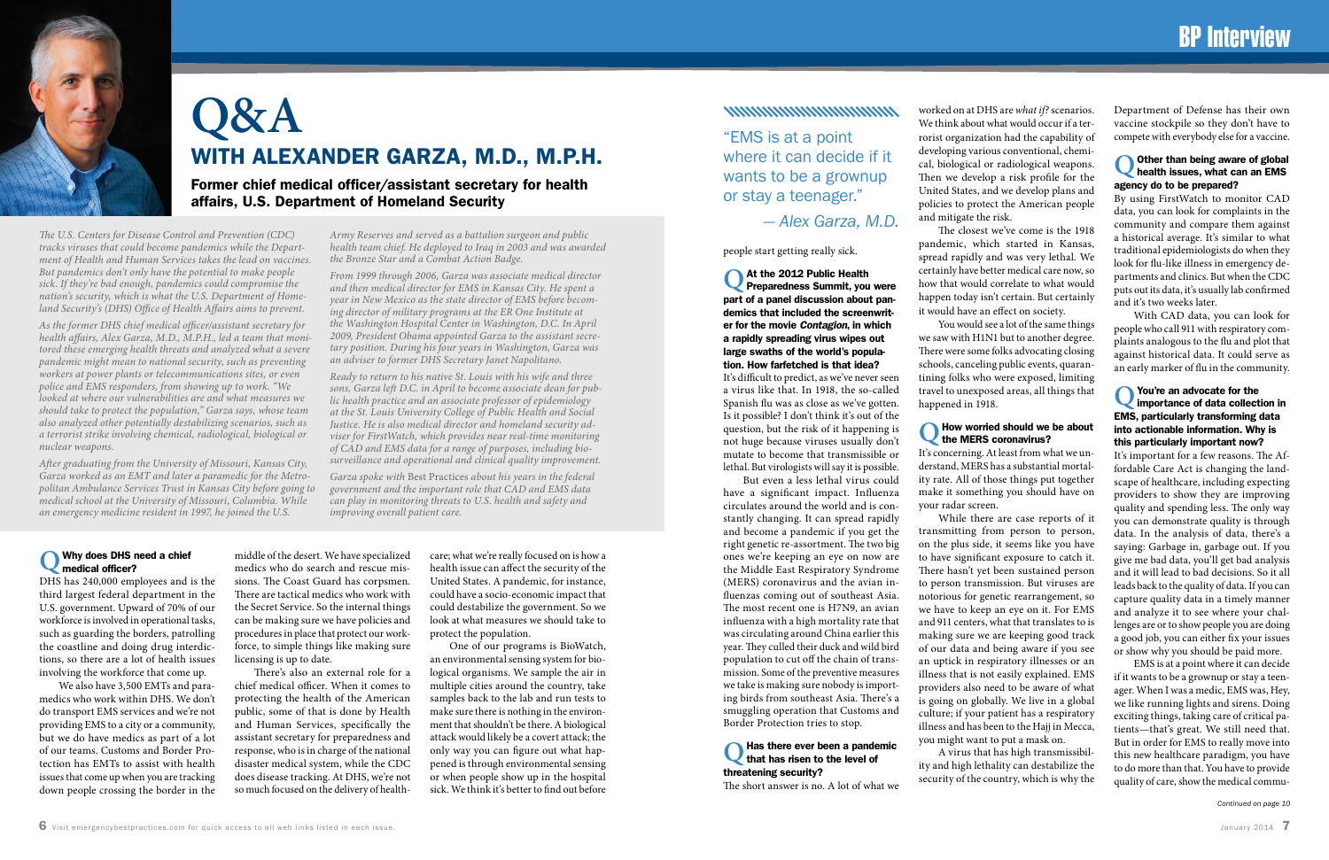# Q&A

## WITH ALEXANDER GARZA, M.D., M.P.H.

### Former chief medical officer/assistant secretary for health affairs, U.S. Department of Homeland Security

*The U.S. Centers for Disease Control and Prevention (CDC) tracks viruses that could become pandemics while the Department of Health and Human Services takes the lead on vaccines. But pandemics don't only have the potential to make people sick. If they're bad enough, pandemics could compromise the nation's security, which is what the U.S. Department of Homeland Security's (DHS) Office of Health Affairs aims to prevent.*

*As the former DHS chief medical officer/assistant secretary for health affairs, Alex Garza, M.D., M.P.H., led a team that monitored these emerging health threats and analyzed what a severe pandemic might mean to national security, such as preventing workers at power plants or telecommunications sites, or even police and EMS responders, from showing up to work. "We looked at where our vulnerabilities are and what measures we should take to protect the population," Garza says, whose team also analyzed other potentially destabilizing scenarios, such as a terrorist strike involving chemical, radiological, biological or nuclear weapons.*

*After graduating from the University of Missouri, Kansas City, Garza worked as an EMT and later a paramedic for the Metropolitan Ambulance Services Trust in Kansas City before going to medical school at the University of Missouri, Columbia. While an emergency medicine resident in 1997, he joined the U.S. Army Reserves and served as a battalion surgeon and public health team chief. He deployed to Iraq in 2003 and was awarded the Bronze Star and a Combat Action Badge.*

*From 1999 through 2006, Garza was associate medical director and then medical director for EMS in Kansas City. He spent a year in New Mexico as the state director of EMS before becoming director of military programs at the ER One Institute at the Washington Hospital Center in Washington, D.C. In April 2009, President Obama appointed Garza to the assistant secretary position. During his four years in Washington, Garza was an adviser to former DHS Secretary Janet Napolitano.*

*Ready to return to his native St. Louis with his wife and three sons, Garza left D.C. in April to become associate dean for public health practice and an associate professor of epidemiology at the St. Louis University College of Public Health and Social Justice. He is also medical director and homeland security adviser for FirstWatch, which provides near real-time monitoring of CAD and EMS data for a range of purposes, including biosurveillance and operational and clinical quality improvement.*

*Garza spoke with* Best Practices *about his years in the federal government and the important role that CAD and EMS data can play in monitoring threats to U.S. health and safety and improving overall patient care.*

**Q Why does DHS need a chief medical officer?**

DHS has 240,000 employees and is the third largest federal department in the U.S. government. Upward of 70% of our workforce is involved in operational tasks, such as guarding the borders, patrolling the coastline and doing drug interdictions, so there are a lot of health issues involving the workforce that come up.

We also have 3,500 EMTs and paramedics who work within DHS. We don't do transport EMS services and we're not providing EMS to a city or a community, but we do have medics as part of a lot of our teams. Customs and Border Protection has EMTs to assist with health issues that come up when you are tracking down people crossing the border in the middle of the desert. We have specialized medics who do search and rescue missions. The Coast Guard has corpsmen. There are tactical medics who work with the Secret Service. So the internal things can be making sure we have policies and procedures in place that protect our workforce, to simple things like making sure licensing is up to date.

There's also an external role for a chief medical officer. When it comes to protecting the health of the American public, some of that is done by Health and Human Services, specifically the assistant secretary for preparedness and response, who is in charge of the national disaster medical system, while the CDC does disease tracking. At DHS, we're not so much focused on the delivery of healthcare; what we're really focused on is how a health issue can affect the security of the United States. A pandemic, for instance, could have a socio-economic impact that could destabilize the government. So we look at what measures we should take to protect the population.

One of our programs is BioWatch, an environmental sensing system for biological organisms. We sample the air in multiple cities around the country, take samples back to the lab and run tests to make sure there is nothing in the environment that shouldn't be there. A biological attack would likely be a covert attack; the only way you can figure out what happened is through environmental sensing or when people show up in the hospital sick. We think it's better to find out before people start getting really sick.

> "EMS is at a point where it can decide if it wants to be a grownup or stay a teenager."
>
> — Alex Garza, M.D.

**Q At the 2012 Public Health Preparedness Summit, you were part of a panel discussion about pandemics that included the screenwriter for the movie *Contagion*, in which a rapidly spreading virus wipes out large swaths of the world's population. How farfetched is that idea?**

It's difficult to predict, as we've never seen a virus like that. In 1918, the so-called Spanish flu was as close as we've gotten. Is it possible? I don't think it's out of the question, but the risk of it happening is not huge because viruses usually don't mutate to become that transmissible or lethal. But virologists will say it is possible.

But even a less lethal virus could have a significant impact. Influenza circulates around the world and is constantly changing. It can spread rapidly and become a pandemic if you get the right genetic re-assortment. The two big ones we're keeping an eye on now are the Middle East Respiratory Syndrome (MERS) coronavirus and the avian influenzas coming out of southeast Asia. The most recent one is H7N9, an avian influenza with a high mortality rate that was circulating around China earlier this year. They culled their duck and wild bird population to cut off the chain of transmission. Some of the preventive measures we take is making sure nobody is importing birds from southeast Asia. There's a smuggling operation that Customs and Border Protection tries to stop.

**Q Has there ever been a pandemic that has risen to the level of threatening security?**

The short answer is no. A lot of what we worked on at DHS are *what if?* scenarios. We think about what would occur if a terrorist organization had the capability of developing various conventional, chemical, biological or radiological weapons. Then we develop a risk profile for the United States, and we develop plans and policies to protect the American people and mitigate the risk.

The closest we've come is the 1918 pandemic, which started in Kansas, spread rapidly and was very lethal. We certainly have better medical care now, so how that would correlate to what would happen today isn't certain. But certainly it would have an effect on society.

You would see a lot of the same things we saw with H1N1 but to another degree. There were some folks advocating closing schools, canceling public events, quarantining folks who were exposed, limiting travel to unexposed areas, all things that happened in 1918.

**Q How worried should we be about the MERS coronavirus?**

It's concerning. At least from what we understand, MERS has a substantial mortality rate. All of those things put together make it something you should have on your radar screen.

While there are case reports of it transmitting from person to person, on the plus side, it seems like you have to have significant exposure to catch it. There hasn't yet been sustained person to person transmission. But viruses are notorious for genetic rearrangement, so we have to keep an eye on it. For EMS and 911 centers, what that translates to is making sure we are keeping good track of our data and being aware if you see an uptick in respiratory illnesses or an illness that is not easily explained. EMS providers also need to be aware of what is going on globally. We live in a global culture; if your patient has a respiratory illness and has been to the Hajj in Mecca, you might want to put a mask on.

A virus that has high transmissibility and high lethality can destabilize the security of the country, which is why the Department of Defense has their own vaccine stockpile so they don't have to compete with everybody else for a vaccine.

**Q Other than being aware of global health issues, what can an EMS agency do to be prepared?**

By using FirstWatch to monitor CAD data, you can look for complaints in the community and compare them against a historical average. It's similar to what traditional epidemiologists do when they look for flu-like illness in emergency departments and clinics. But when the CDC puts out its data, it's usually lab confirmed and it's two weeks later.

With CAD data, you can look for people who call 911 with respiratory complaints analogous to the flu and plot that against historical data. It could serve as an early marker of flu in the community.

**Q You're an advocate for the importance of data collection in EMS, particularly transforming data into actionable information. Why is this particularly important now?**

It's important for a few reasons. The Affordable Care Act is changing the landscape of healthcare, including expecting providers to show they are improving quality and spending less. The only way you can demonstrate quality is through data. In the analysis of data, there's a saying: Garbage in, garbage out. If you give me bad data, you'll get bad analysis and it will lead to bad decisions. So it all leads back to the quality of data. If you can capture quality data in a timely manner and analyze it to see where your challenges are or to show people you are doing a good job, you can either fix your issues or show why you should be paid more.

EMS is at a point where it can decide if it wants to be a grownup or stay a teenager. When I was a medic, EMS was, Hey, we like running lights and sirens. Doing exciting things, taking care of critical patients—that's great. We still need that. But in order for EMS to really move into this new healthcare paradigm, you have to do more than that. You have to provide quality of care, show the medical commu-

*Continued on page 10*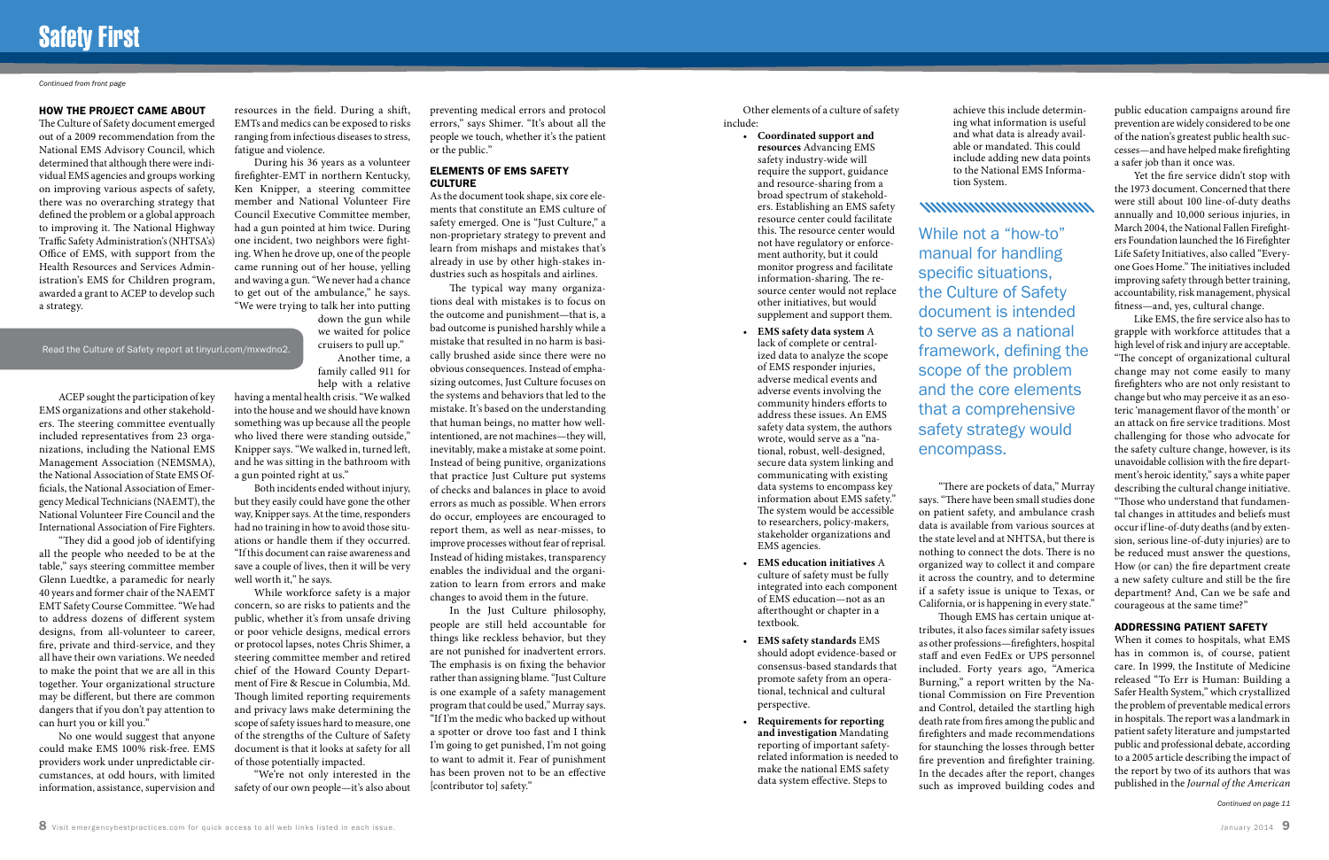# Safety First

*Continued from front page*

## HOW THE PROJECT CAME ABOUT

The Culture of Safety document emerged out of a 2009 recommendation from the National EMS Advisory Council, which determined that although there were individual EMS agencies and groups working on improving various aspects of safety, there was no overarching strategy that defined the problem or a global approach to improving it. The National Highway Traffic Safety Administration's (NHTSA's) Office of EMS, with support from the Health Resources and Services Administration's EMS for Children program, awarded a grant to ACEP to develop such a strategy.

Read the Culture of Safety report at tinyurl.com/mxwdno2.

ACEP sought the participation of key EMS organizations and other stakeholders. The steering committee eventually included representatives from 23 organizations, including the National EMS Management Association (NEMSMA), the National Association of State EMS Officials, the National Association of Emergency Medical Technicians (NAEMT), the National Volunteer Fire Council and the International Association of Fire Fighters.

"They did a good job of identifying all the people who needed to be at the table," says steering committee member Glenn Luedtke, a paramedic for nearly 40 years and former chair of the NAEMT EMT Safety Course Committee. "We had to address dozens of different system designs, from all-volunteer to career, fire, private and third-service, and they all have their own variations. We needed to make the point that we are all in this together. Your organizational structure may be different, but there are common dangers that if you don't pay attention to can hurt you or kill you."

No one would suggest that anyone could make EMS 100% risk-free. EMS providers work under unpredictable circumstances, at odd hours, with limited information, assistance, supervision and resources in the field. During a shift, EMTs and medics can be exposed to risks ranging from infectious diseases to stress, fatigue and violence.

During his 36 years as a volunteer firefighter-EMT in northern Kentucky, Ken Knipper, a steering committee member and National Volunteer Fire Council Executive Committee member, had a gun pointed at him twice. During one incident, two neighbors were fighting. When he drove up, one of the people came running out of her house, yelling and waving a gun. "We never had a chance to get out of the ambulance," he says. "We were trying to talk her into putting down the gun while we waited for police cruisers to pull up."

Another time, a family called 911 for help with a relative having a mental health crisis. "We walked into the house and we should have known something was up because all the people who lived there were standing outside," Knipper says. "We walked in, turned left, and he was sitting in the bathroom with a gun pointed right at us."

Both incidents ended without injury, but they easily could have gone the other way, Knipper says. At the time, responders had no training in how to avoid those situations or handle them if they occurred. "If this document can raise awareness and save a couple of lives, then it will be very well worth it," he says.

While workforce safety is a major concern, so are risks to patients and the public, whether it's from unsafe driving or poor vehicle designs, medical errors or protocol lapses, notes Chris Shimer, a steering committee member and retired chief of the Howard County Department of Fire & Rescue in Columbia, Md. Though limited reporting requirements and privacy laws make determining the scope of safety issues hard to measure, one of the strengths of the Culture of Safety document is that it looks at safety for all of those potentially impacted.

"We're not only interested in the safety of our own people—it's also about preventing medical errors and protocol errors," says Shimer. "It's about all the people we touch, whether it's the patient or the public."

## ELEMENTS OF EMS SAFETY CULTURE

As the document took shape, six core elements that constitute an EMS culture of safety emerged. One is "Just Culture," a non-proprietary strategy to prevent and learn from mishaps and mistakes that's already in use by other high-stakes industries such as hospitals and airlines.

The typical way many organizations deal with mistakes is to focus on the outcome and punishment—that is, a bad outcome is punished harshly while a mistake that resulted in no harm is basically brushed aside since there were no obvious consequences. Instead of emphasizing outcomes, Just Culture focuses on the systems and behaviors that led to the mistake. It's based on the understanding that human beings, no matter how well-intentioned, are not machines—they will, inevitably, make a mistake at some point. Instead of being punitive, organizations that practice Just Culture put systems of checks and balances in place to avoid errors as much as possible. When errors do occur, employees are encouraged to report them, as well as near-misses, to improve processes without fear of reprisal. Instead of hiding mistakes, transparency enables the individual and the organization to learn from errors and make changes to avoid them in the future.

In the Just Culture philosophy, people are still held accountable for things like reckless behavior, but they are not punished for inadvertent errors. The emphasis is on fixing the behavior rather than assigning blame. "Just Culture is one example of a safety management program that could be used," Murray says. "If I'm the medic who backed up without a spotter or drove too fast and I think I'm going to get punished, I'm not going to want to admit it. Fear of punishment has been proven not to be an effective [contributor to] safety."

Other elements of a culture of safety include:

- **Coordinated support and resources** Advancing EMS safety industry-wide will require the support, guidance and resource-sharing from a broad spectrum of stakeholders. Establishing an EMS safety resource center could facilitate this. The resource center would not have regulatory or enforcement authority, but it could monitor progress and facilitate information-sharing. The resource center would not replace other initiatives, but would supplement and support them.
- **EMS safety data system** A lack of complete or centralized data to analyze the scope of EMS responder injuries, adverse medical events and adverse events involving the community hinders efforts to address these issues. An EMS safety data system, the authors wrote, would serve as a "national, robust, well-designed, secure data system linking and communicating with existing data systems to encompass key information about EMS safety." The system would be accessible to researchers, policy-makers, stakeholder organizations and EMS agencies.
- **EMS education initiatives** A culture of safety must be fully integrated into each component of EMS education—not as an afterthought or chapter in a textbook.
- **EMS safety standards** EMS should adopt evidence-based or consensus-based standards that promote safety from an operational, technical and cultural perspective.
- **Requirements for reporting and investigation** Mandating reporting of important safety-related information is needed to make the national EMS safety data system effective. Steps to achieve this include determining what information is useful and what data is already available or mandated. This could include adding new data points to the National EMS Information System.

> While not a "how-to" manual for handling specific situations, the Culture of Safety document is intended to serve as a national framework, defining the scope of the problem and the core elements that a comprehensive safety strategy would encompass.

"There are pockets of data," Murray says. "There have been small studies done on patient safety, and ambulance crash data is available from various sources at the state level and at NHTSA, but there is nothing to connect the dots. There is no organized way to collect it and compare it across the country, and to determine if a safety issue is unique to Texas, or California, or is happening in every state."

Though EMS has certain unique attributes, it also faces similar safety issues as other professions—firefighters, hospital staff and even FedEx or UPS personnel included. Forty years ago, "America Burning," a report written by the National Commission on Fire Prevention and Control, detailed the startling high death rate from fires among the public and firefighters and made recommendations for staunching the losses through better fire prevention and firefighter training. In the decades after the report, changes such as improved building codes and public education campaigns around fire prevention are widely considered to be one of the nation's greatest public health successes—and have helped make firefighting a safer job than it once was.

Yet the fire service didn't stop with the 1973 document. Concerned that there were still about 100 line-of-duty deaths annually and 10,000 serious injuries, in March 2004, the National Fallen Firefighters Foundation launched the 16 Firefighter Life Safety Initiatives, also called "Everyone Goes Home." The initiatives included improving safety through better training, accountability, risk management, physical fitness—and, yes, cultural change.

Like EMS, the fire service also has to grapple with workforce attitudes that a high level of risk and injury are acceptable. "The concept of organizational cultural change may not come easily to many firefighters who are not only resistant to change but who may perceive it as an esoteric 'management flavor of the month' or an attack on fire service traditions. Most challenging for those who advocate for the safety culture change, however, is its unavoidable collision with the fire department's heroic identity," says a white paper describing the cultural change initiative. "Those who understand that fundamental changes in attitudes and beliefs must occur if line-of-duty deaths (and by extension, serious line-of-duty injuries) are to be reduced must answer the questions, How (or can) the fire department create a new safety culture and still be the fire department? And, Can we be safe and courageous at the same time?"

## ADDRESSING PATIENT SAFETY

When it comes to hospitals, what EMS has in common is, of course, patient care. In 1999, the Institute of Medicine released "To Err is Human: Building a Safer Health System," which crystallized the problem of preventable medical errors in hospitals. The report was a landmark in patient safety literature and jumpstarted public and professional debate, according to a 2005 article describing the impact of the report by two of its authors that was published in the *Journal of the American*

*Continued on page 11*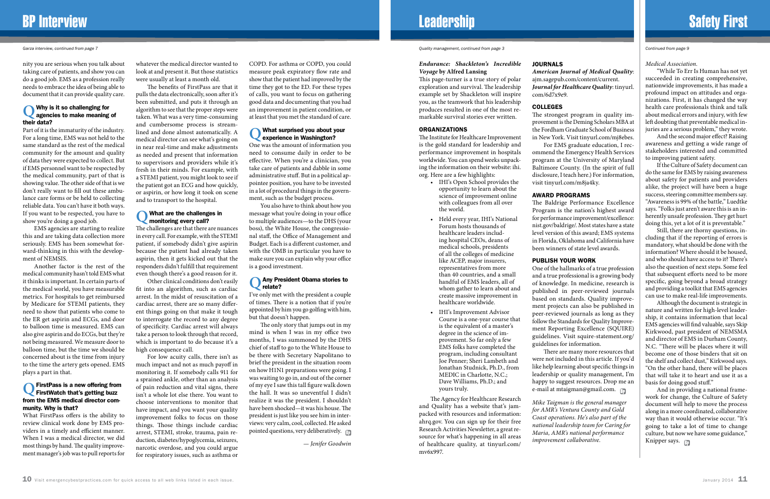# BP Interview

*Garza interview, continued from page 7*

nity you are serious when you talk about taking care of patients, and show you can do a good job. EMS as a profession really needs to embrace the idea of being able to document that it can provide quality care.

### Q Why is it so challenging for agencies to make meaning of their data?

Part of it is the immaturity of the industry. For a long time, EMS was not held to the same standard as the rest of the medical community for the amount and quality of data they were expected to collect. But if EMS personnel want to be respected by the medical community, part of that is showing value. The other side of that is we don't really want to fill out these ambulance care forms or be held to collecting reliable data. You can't have it both ways. If you want to be respected, you have to show you're doing a good job.

EMS agencies are starting to realize this and are taking data collection more seriously. EMS has been somewhat forward-thinking in this with the development of NEMSIS.

Another factor is the rest of the medical community hasn't told EMS what it thinks is important. In certain parts of the medical world, you have measurable metrics. For hospitals to get reimbursed by Medicare for STEMI patients, they need to show that patients who come to the ER get aspirin and ECGs, and door to balloon time is measured. EMS can also give aspirin and do ECGs, but they're not being measured. We measure door to balloon time, but the time we should be concerned about is the time from injury to the time the artery gets opened. EMS plays a part in that.

### Q FirstPass is a new offering from FirstWatch that's getting buzz from the EMS medical director community. Why is that?

What FirstPass offers is the ability to review clinical work done by EMS providers in a timely and efficient manner. When I was a medical director, we did most things by hand. The quality improvement manager's job was to pull reports for whatever the medical director wanted to look at and present it. But those statistics were usually at least a month old.

The benefits of FirstPass are that it pulls the data electronically, soon after it's been submitted, and puts it through an algorithm to see that the proper steps were taken. What was a very time-consuming and cumbersome process is streamlined and done almost automatically. A medical director can see what's going on in near real-time and make adjustments as needed and present that information to supervisors and providers while it's fresh in their minds. For example, with a STEMI patient, you might look to see if the patient got an ECG and how quickly, or aspirin, or how long it took on scene and to transport to the hospital.

### Q What are the challenges in monitoring every call?

The challenges are that there are nuances in every call. For example, with the STEMI patient, if somebody didn't give aspirin because the patient had already taken aspirin, then it gets kicked out that the responders didn't fulfill that requirement even though there's a good reason for it.

Other clinical conditions don't easily fit into an algorithm, such as cardiac arrest. In the midst of resuscitation of a cardiac arrest, there are so many different things going on that make it tough to interrogate the record to any degree of specificity. Cardiac arrest will always take a person to look through that record, which is important to do because it's a high consequence call.

For low acuity calls, there isn't as much impact and not as much payoff in monitoring it. If somebody calls 911 for a sprained ankle, other than an analysis of pain reduction and vital signs, there isn't a whole lot else there. You want to choose interventions to monitor that have impact, and you want your quality improvement folks to focus on those things. Those things include cardiac arrest, STEMI, stroke, trauma, pain reduction, diabetes/hypoglycemia, seizures, narcotic overdose, and you could argue for respiratory issues, such as asthma or COPD. For asthma or COPD, you could measure peak expiratory flow rate and show that the patient had improved by the time they got to the ED. For these types of calls, you want to focus on gathering good data and documenting that you had an improvement in patient condition, or at least that you met the standard of care.

### Q What surprised you about your experience in Washington?

One was the amount of information you need to consume daily in order to be effective. When you're a clinician, you take care of patients and dabble in some administrative stuff. But in a political appointee position, you have to be invested in a lot of procedural things in the government, such as the budget process.

You also have to think about how you message what you're doing in your office to multiple audiences—to the DHS (your boss), the White House, the congressional staff, the Office of Management and Budget. Each is a different customer, and with the OMB in particular you have to make sure you can explain why your office is a good investment.

### Q Any President Obama stories to relate?

I've only met with the president a couple of times. There is a notion that if you're appointed by him you go golfing with him, but that doesn't happen.

The only story that jumps out in my mind is when I was in my office two months, I was summoned by the DHS chief of staff to go to the White House to be there with Secretary Napolitano to brief the president in the situation room on how H1N1 preparations were going. I was waiting to go in, and out of the corner of my eye I saw this tall figure walk down the hall. It was so uneventful I didn't realize it was the president. I shouldn't have been shocked—it was his house. The president is just like you see him in interviews: very calm, cool, collected. He asked pointed questions, very deliberately.

*— Jenifer Goodwin*

# Leadership

*Quality management, continued from page 3*

***Endurance: Shackleton's Incredible Voyage* by Alfred Lansing**

This page-turner is a true story of polar exploration and survival. The leadership example set by Shackleton will inspire you, as the teamwork that his leadership produces resulted in one of the most remarkable survival stories ever written.

### ORGANIZATIONS

The Institute for Healthcare Improvement is the gold standard for leadership and performance improvement in hospitals worldwide. You can spend weeks unpacking the information on their website: ihi.org. Here are a few highlights:

- IHI's Open School provides the opportunity to learn about the science of improvement online with colleagues from all over the world.
- Held every year, IHI's National Forum hosts thousands of healthcare leaders including hospital CEOs, deans of medical schools, presidents of all the colleges of medicine like ACEP, major insurers, representatives from more than 40 countries, and a small handful of EMS leaders, all of whom gather to learn about and create massive improvement in healthcare worldwide.
- IHI's Improvement Advisor Course is a one-year course that is the equivalent of a master's degree in the science of improvement. So far only a few EMS folks have completed the program, including consultant Joe Penner; Sheri Lambeth and Jonathan Studnick, Ph.D., from MEDIC in Charlotte, N.C.; Dave Williams, Ph.D.; and yours truly.

The Agency for Healthcare Research and Quality has a website that's jam-packed with resources and information: ahrq.gov. You can sign up for their free Research Activities Newsletter, a great resource for what's happening in all areas of healthcare quality, at tinyurl.com/mv6x997.

### JOURNALS

***American Journal of Medical Quality***: ajm.sagepub.com/content/current.
***Journal for Healthcare Quality***: tinyurl.com/6d7x9e9.

### COLLEGES

The strongest program in quality improvement is the Deming Scholars MBA at the Fordham Graduate School of Business in New York. Visit tinyurl.com/mj8ebes.

For EMS graduate education, I recommend the Emergency Health Services program at the University of Maryland Baltimore County. (In the spirit of full disclosure, I teach here.) For information, visit tinyurl.com/m8ja4ky.

### AWARD PROGRAMS

The Baldrige Performance Excellence Program is the nation's highest award for performance improvement/excellence: nist.gov/baldrige/. Most states have a state level version of this award; EMS systems in Florida, Oklahoma and California have been winners of state level awards.

### PUBLISH YOUR WORK

One of the hallmarks of a true profession and a true professional is a growing body of knowledge. In medicine, research is published in peer-reviewed journals based on standards. Quality improvement projects can also be published in peer-reviewed journals as long as they follow the Standards for Quality Improvement Reporting Excellence (SQUIRE) guidelines. Visit squire-statement.org/guidelines for information.

There are many more resources that were not included in this article. If you'd like help learning about specific things in leadership or quality management, I'm happy to suggest resources. Drop me an e-mail at mtaigman@gmail.com.

*Mike Taigman is the general manager for AMR's Ventura County and Gold Coast operations. He's also part of the national leadership team for Caring for Maria, AMR's national performance improvement collaborative.*

# Safety First

*Continued from page 9*

*Medical Association.*

"While To Err Is Human has not yet succeeded in creating comprehensive, nationwide improvements, it has made a profound impact on attitudes and organizations. First, it has changed the way health care professionals think and talk about medical errors and injury, with few left doubting that preventable medical injuries are a serious problem," they wrote.

And the second major effect? Raising awareness and getting a wide range of stakeholders interested and committed to improving patient safety.

If the Culture of Safety document can do the same for EMS by raising awareness about safety for patients and providers alike, the project will have been a huge success, steering committee members say. "Awareness is 99% of the battle," Luedtke says. "Folks just aren't aware this is an inherently unsafe profession. They get hurt doing this, yet a lot of it is preventable."

Still, there are thorny questions, including that if the reporting of errors is mandatory, what should be done with the information? Where should it be housed, and who should have access to it? There's also the question of next steps. Some feel that subsequent efforts need to be more specific, going beyond a broad strategy and providing a toolkit that EMS agencies can use to make real-life improvements.

Although the document is strategic in nature and written for high-level leadership, it contains information that local EMS agencies will find valuable, says Skip Kirkwood, past president of NEMSMA and director of EMS in Durham County, N.C. "There will be places where it will become one of those binders that sit on the shelf and collect dust," Kirkwood says. "On the other hand, there will be places that will take it to heart and use it as a basis for doing good stuff."

And in providing a national framework for change, the Culture of Safety document will help to move the process along in a more coordinated, collaborative way than it would otherwise occur. "It's going to take a lot of time to change culture, but now we have some guidance," Knipper says.

Visit emergencybestpractices.com for quick access to all web links listed in each issue.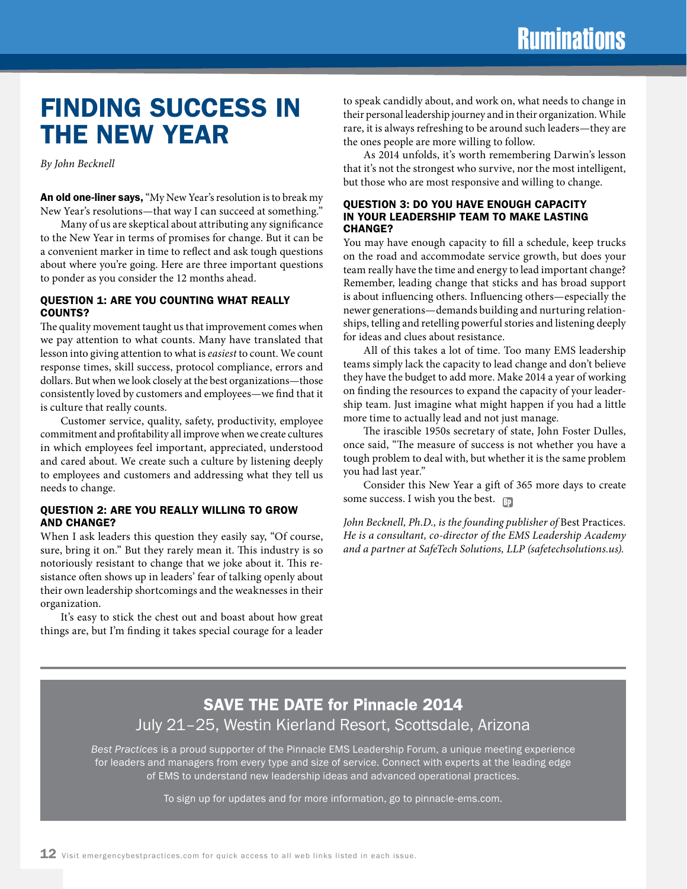# FINDING SUCCESS IN THE NEW YEAR

*By John Becknell*

**An old one-liner says,** "My New Year's resolution is to break my New Year's resolutions—that way I can succeed at something."

Many of us are skeptical about attributing any significance to the New Year in terms of promises for change. But it can be a convenient marker in time to reflect and ask tough questions about where you're going. Here are three important questions to ponder as you consider the 12 months ahead.

### QUESTION 1: ARE YOU COUNTING WHAT REALLY COUNTS?

The quality movement taught us that improvement comes when we pay attention to what counts. Many have translated that lesson into giving attention to what is *easiest* to count. We count response times, skill success, protocol compliance, errors and dollars. But when we look closely at the best organizations—those consistently loved by customers and employees—we find that it is culture that really counts.

Customer service, quality, safety, productivity, employee commitment and profitability all improve when we create cultures in which employees feel important, appreciated, understood and cared about. We create such a culture by listening deeply to employees and customers and addressing what they tell us needs to change.

### QUESTION 2: ARE YOU REALLY WILLING TO GROW AND CHANGE?

When I ask leaders this question they easily say, "Of course, sure, bring it on." But they rarely mean it. This industry is so notoriously resistant to change that we joke about it. This resistance often shows up in leaders' fear of talking openly about their own leadership shortcomings and the weaknesses in their organization.

It's easy to stick the chest out and boast about how great things are, but I'm finding it takes special courage for a leader to speak candidly about, and work on, what needs to change in their personal leadership journey and in their organization. While rare, it is always refreshing to be around such leaders—they are the ones people are more willing to follow.

As 2014 unfolds, it's worth remembering Darwin's lesson that it's not the strongest who survive, nor the most intelligent, but those who are most responsive and willing to change.

### QUESTION 3: DO YOU HAVE ENOUGH CAPACITY IN YOUR LEADERSHIP TEAM TO MAKE LASTING CHANGE?

You may have enough capacity to fill a schedule, keep trucks on the road and accommodate service growth, but does your team really have the time and energy to lead important change? Remember, leading change that sticks and has broad support is about influencing others. Influencing others—especially the newer generations—demands building and nurturing relationships, telling and retelling powerful stories and listening deeply for ideas and clues about resistance.

All of this takes a lot of time. Too many EMS leadership teams simply lack the capacity to lead change and don't believe they have the budget to add more. Make 2014 a year of working on finding the resources to expand the capacity of your leadership team. Just imagine what might happen if you had a little more time to actually lead and not just manage.

The irascible 1950s secretary of state, John Foster Dulles, once said, "The measure of success is not whether you have a tough problem to deal with, but whether it is the same problem you had last year."

Consider this New Year a gift of 365 more days to create some success. I wish you the best.

*John Becknell, Ph.D., is the founding publisher of* Best Practices. *He is a consultant, co-director of the EMS Leadership Academy and a partner at SafeTech Solutions, LLP (safetechsolutions.us).*

## SAVE THE DATE for Pinnacle 2014

July 21–25, Westin Kierland Resort, Scottsdale, Arizona

*Best Practices* is a proud supporter of the Pinnacle EMS Leadership Forum, a unique meeting experience for leaders and managers from every type and size of service. Connect with experts at the leading edge of EMS to understand new leadership ideas and advanced operational practices.

To sign up for updates and for more information, go to pinnacle-ems.com.